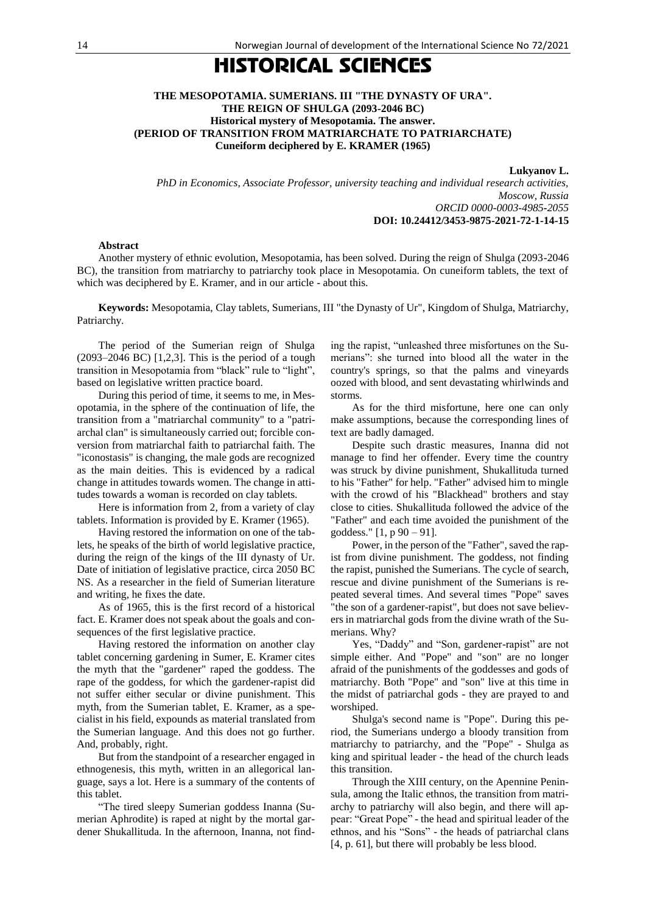# HISTORICAL SCIENCES

## THE MESOPOTAMIA. SUMERIANS. III "THE DYNASTY OF URA". THE REIGN OF SHULGA (2093-2046 BC) Historical mystery of Mesopotamia. The answer. (PERIOD OF TRANSITION FROM MATRIARCHATE TO PATRIARCHATE) Cuneiform deciphered by E. KRAMER (1965)

**Lukyanov L.**

*PhD in Economics, Associate Professor, university teaching and individual research activities, Moscow, Russia*
*ORCID 0000-0003-4985-2055*
**DOI: 10.24412/3453-9875-2021-72-1-14-15**

### Abstract

Another mystery of ethnic evolution, Mesopotamia, has been solved. During the reign of Shulga (2093-2046 BC), the transition from matriarchy to patriarchy took place in Mesopotamia. On cuneiform tablets, the text of which was deciphered by E. Kramer, and in our article - about this.

**Keywords:** Mesopotamia, Clay tablets, Sumerians, III "the Dynasty of Ur", Kingdom of Shulga, Matriarchy, Patriarchy.

The period of the Sumerian reign of Shulga (2093–2046 BC) [1,2,3]. This is the period of a tough transition in Mesopotamia from "black" rule to "light", based on legislative written practice board.

During this period of time, it seems to me, in Mesopotamia, in the sphere of the continuation of life, the transition from a "matriarchal community" to a "patriarchal clan" is simultaneously carried out; forcible conversion from matriarchal faith to patriarchal faith. The "iconostasis" is changing, the male gods are recognized as the main deities. This is evidenced by a radical change in attitudes towards women. The change in attitudes towards a woman is recorded on clay tablets.

Here is information from 2, from a variety of clay tablets. Information is provided by E. Kramer (1965).

Having restored the information on one of the tablets, he speaks of the birth of world legislative practice, during the reign of the kings of the III dynasty of Ur. Date of initiation of legislative practice, circa 2050 BC NS. As a researcher in the field of Sumerian literature and writing, he fixes the date.

As of 1965, this is the first record of a historical fact. E. Kramer does not speak about the goals and consequences of the first legislative practice.

Having restored the information on another clay tablet concerning gardening in Sumer, E. Kramer cites the myth that the "gardener" raped the goddess. The rape of the goddess, for which the gardener-rapist did not suffer either secular or divine punishment. This myth, from the Sumerian tablet, E. Kramer, as a specialist in his field, expounds as material translated from the Sumerian language. And this does not go further. And, probably, right.

But from the standpoint of a researcher engaged in ethnogenesis, this myth, written in an allegorical language, says a lot. Here is a summary of the contents of this tablet.

"The tired sleepy Sumerian goddess Inanna (Sumerian Aphrodite) is raped at night by the mortal gardener Shukallituda. In the afternoon, Inanna, not finding the rapist, "unleashed three misfortunes on the Sumerians": she turned into blood all the water in the country's springs, so that the palms and vineyards oozed with blood, and sent devastating whirlwinds and storms.

As for the third misfortune, here one can only make assumptions, because the corresponding lines of text are badly damaged.

Despite such drastic measures, Inanna did not manage to find her offender. Every time the country was struck by divine punishment, Shukallituda turned to his "Father" for help. "Father" advised him to mingle with the crowd of his "Blackhead" brothers and stay close to cities. Shukallituda followed the advice of the "Father" and each time avoided the punishment of the goddess." [1, p 90 – 91].

Power, in the person of the "Father", saved the rapist from divine punishment. The goddess, not finding the rapist, punished the Sumerians. The cycle of search, rescue and divine punishment of the Sumerians is repeated several times. And several times "Pope" saves "the son of a gardener-rapist", but does not save believers in matriarchal gods from the divine wrath of the Sumerians. Why?

Yes, "Daddy" and "Son, gardener-rapist" are not simple either. And "Pope" and "son" are no longer afraid of the punishments of the goddesses and gods of matriarchy. Both "Pope" and "son" live at this time in the midst of patriarchal gods - they are prayed to and worshiped.

Shulga's second name is "Pope". During this period, the Sumerians undergo a bloody transition from matriarchy to patriarchy, and the "Pope" - Shulga as king and spiritual leader - the head of the church leads this transition.

Through the XIII century, on the Apennine Peninsula, among the Italic ethnos, the transition from matriarchy to patriarchy will also begin, and there will appear: "Great Pope" - the head and spiritual leader of the ethnos, and his "Sons" - the heads of patriarchal clans [4, p. 61], but there will probably be less blood.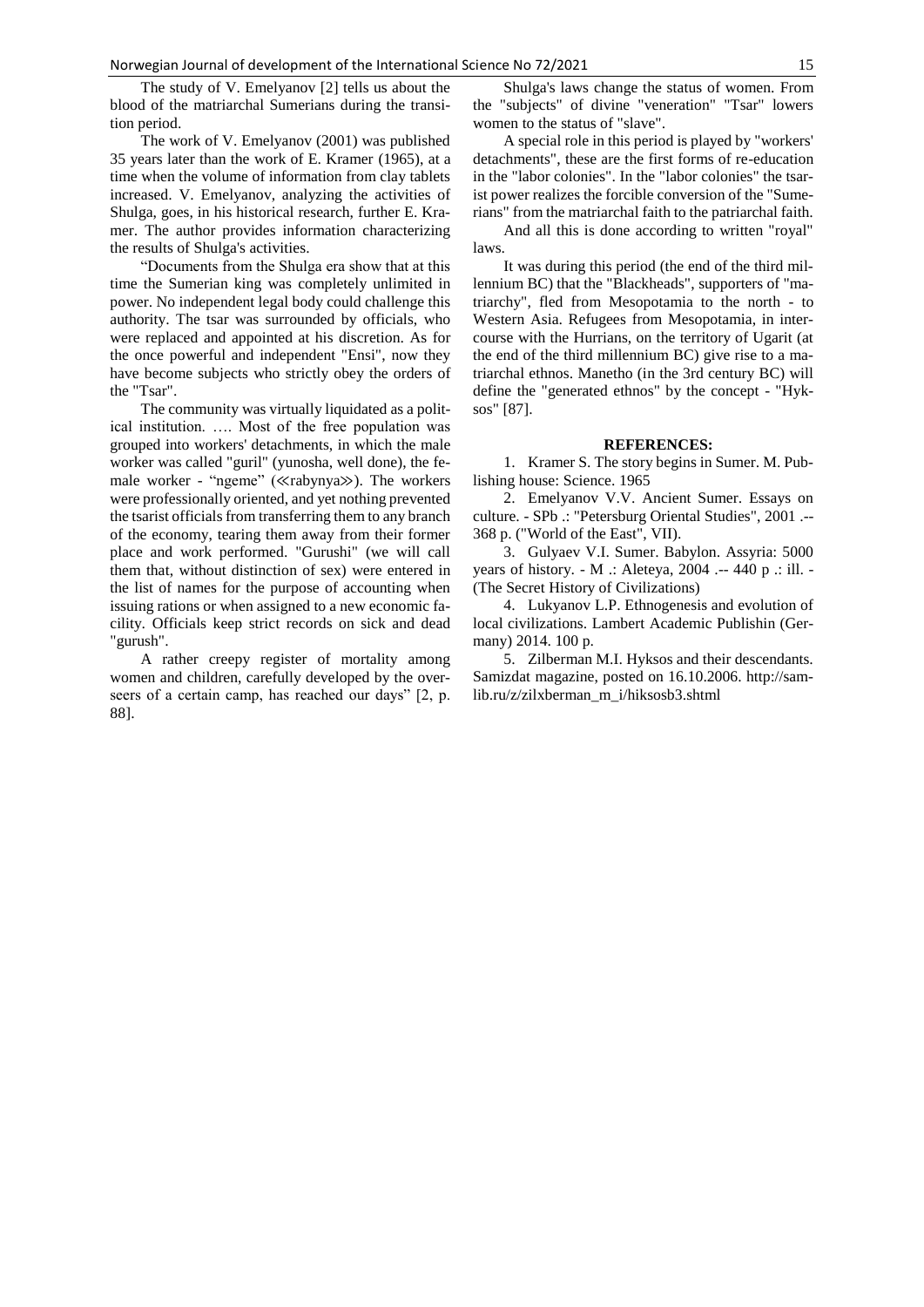The study of V. Emelyanov [2] tells us about the blood of the matriarchal Sumerians during the transition period.

The work of V. Emelyanov (2001) was published 35 years later than the work of E. Kramer (1965), at a time when the volume of information from clay tablets increased. V. Emelyanov, analyzing the activities of Shulga, goes, in his historical research, further E. Kramer. The author provides information characterizing the results of Shulga's activities.

"Documents from the Shulga era show that at this time the Sumerian king was completely unlimited in power. No independent legal body could challenge this authority. The tsar was surrounded by officials, who were replaced and appointed at his discretion. As for the once powerful and independent "Ensi", now they have become subjects who strictly obey the orders of the "Tsar".

The community was virtually liquidated as a political institution. …. Most of the free population was grouped into workers' detachments, in which the male worker was called "guril" (yunosha, well done), the female worker - "ngeme" (≪rabynya≫). The workers were professionally oriented, and yet nothing prevented the tsarist officials from transferring them to any branch of the economy, tearing them away from their former place and work performed. "Gurushi" (we will call them that, without distinction of sex) were entered in the list of names for the purpose of accounting when issuing rations or when assigned to a new economic facility. Officials keep strict records on sick and dead "gurush".

A rather creepy register of mortality among women and children, carefully developed by the overseers of a certain camp, has reached our days" [2, p. 88].

Shulga's laws change the status of women. From the "subjects" of divine "veneration" "Tsar" lowers women to the status of "slave".

A special role in this period is played by "workers' detachments", these are the first forms of re-education in the "labor colonies". In the "labor colonies" the tsarist power realizes the forcible conversion of the "Sumerians" from the matriarchal faith to the patriarchal faith.

And all this is done according to written "royal" laws.

It was during this period (the end of the third millennium BC) that the "Blackheads", supporters of "matriarchy", fled from Mesopotamia to the north - to Western Asia. Refugees from Mesopotamia, in intercourse with the Hurrians, on the territory of Ugarit (at the end of the third millennium BC) give rise to a matriarchal ethnos. Manetho (in the 3rd century BC) will define the "generated ethnos" by the concept - "Hyksos" [87].

## REFERENCES:

1. Kramer S. The story begins in Sumer. M. Publishing house: Science. 1965
2. Emelyanov V.V. Ancient Sumer. Essays on culture. - SPb .: "Petersburg Oriental Studies", 2001 .-- 368 p. ("World of the East", VII).
3. Gulyaev V.I. Sumer. Babylon. Assyria: 5000 years of history. - M .: Aleteya, 2004 .-- 440 p .: ill. - (The Secret History of Civilizations)
4. Lukyanov L.P. Ethnogenesis and evolution of local civilizations. Lambert Academic Publishin (Germany) 2014. 100 p.
5. Zilberman M.I. Hyksos and their descendants. Samizdat magazine, posted on 16.10.2006. http://samlib.ru/z/zilxberman_m_i/hiksosb3.shtml